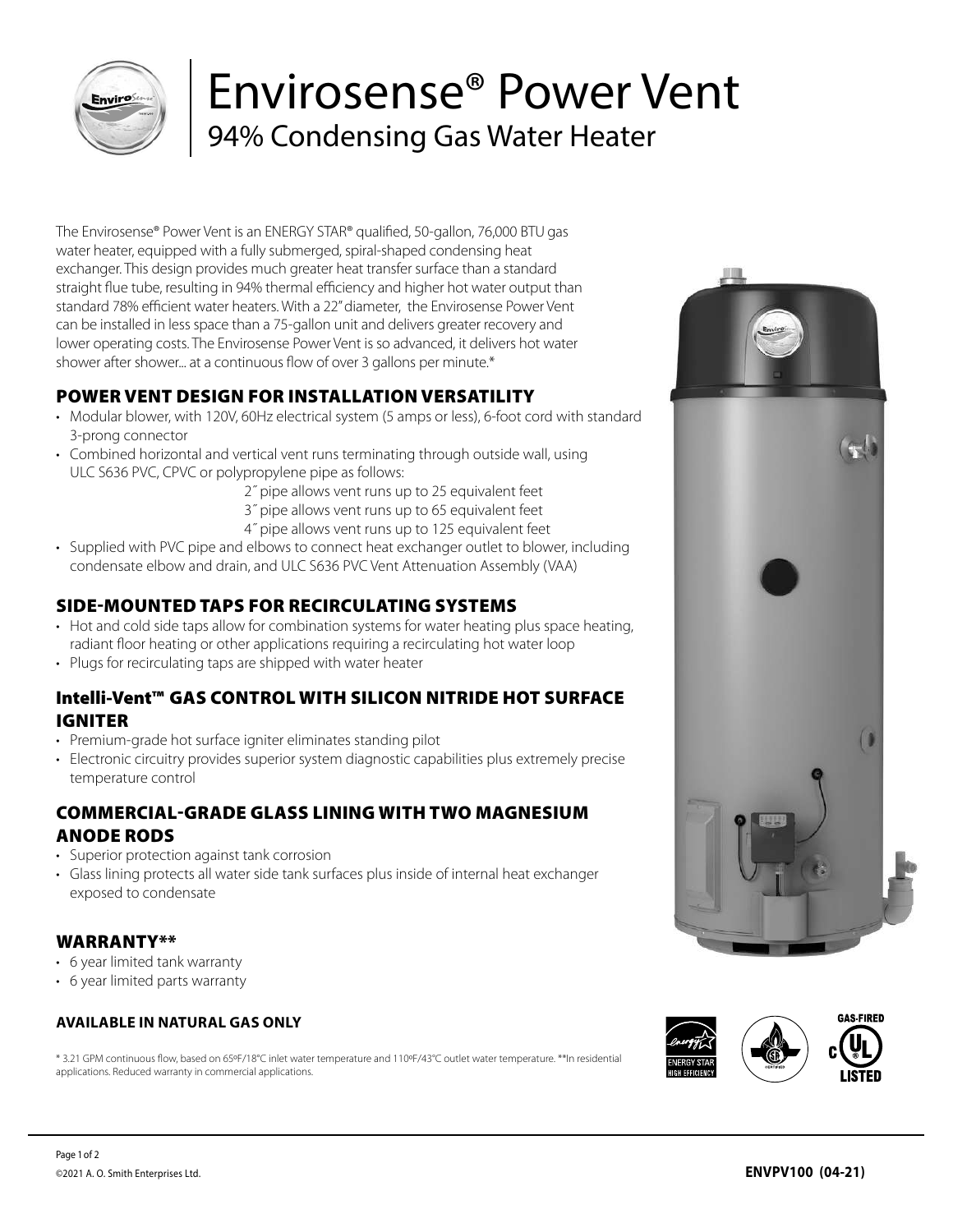# Envirosense® Power Vent

## 94% Condensing Gas Water Heater

The Envirosense® Power Vent is an ENERGY STAR® qualified, 50-gallon, 76,000 BTU gas water heater, equipped with a fully submerged, spiral-shaped condensing heat exchanger. This design provides much greater heat transfer surface than a standard straight flue tube, resulting in 94% thermal efficiency and higher hot water output than standard 78% efficient water heaters. With a 22" diameter, the Envirosense Power Vent can be installed in less space than a 75-gallon unit and delivers greater recovery and lower operating costs. The Envirosense Power Vent is so advanced, it delivers hot water shower after shower... at a continuous flow of over 3 gallons per minute.*

### POWER VENT DESIGN FOR INSTALLATION VERSATILITY

- Modular blower, with 120V, 60Hz electrical system (5 amps or less), 6-foot cord with standard 3-prong connector
- Combined horizontal and vertical vent runs terminating through outside wall, using ULC S636 PVC, CPVC or polypropylene pipe as follows:
  - 2˝ pipe allows vent runs up to 25 equivalent feet
  - 3˝ pipe allows vent runs up to 65 equivalent feet
  - 4˝ pipe allows vent runs up to 125 equivalent feet
- Supplied with PVC pipe and elbows to connect heat exchanger outlet to blower, including condensate elbow and drain, and ULC S636 PVC Vent Attenuation Assembly (VAA)

### SIDE-MOUNTED TAPS FOR RECIRCULATING SYSTEMS

- Hot and cold side taps allow for combination systems for water heating plus space heating, radiant floor heating or other applications requiring a recirculating hot water loop
- Plugs for recirculating taps are shipped with water heater

### Intelli-Vent™ GAS CONTROL WITH SILICON NITRIDE HOT SURFACE IGNITER

- Premium-grade hot surface igniter eliminates standing pilot
- Electronic circuitry provides superior system diagnostic capabilities plus extremely precise temperature control

### COMMERCIAL-GRADE GLASS LINING WITH TWO MAGNESIUM ANODE RODS

- Superior protection against tank corrosion
- Glass lining protects all water side tank surfaces plus inside of internal heat exchanger exposed to condensate

### WARRANTY**

- 6 year limited tank warranty
- 6 year limited parts warranty

**AVAILABLE IN NATURAL GAS ONLY**

\* 3.21 GPM continuous flow, based on 65ºF/18°C inlet water temperature and 110ºF/43°C outlet water temperature. **In residential applications. Reduced warranty in commercial applications.

©2021 A. O. Smith Enterprises Ltd.

ENVPV100 (04-21)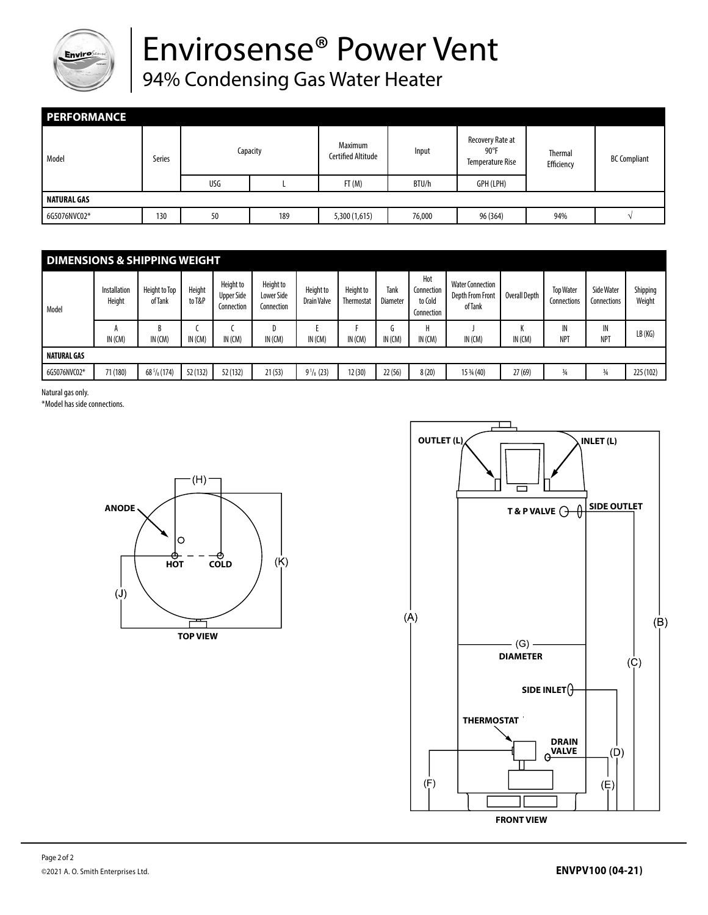# Envirosense® Power Vent

## 94% Condensing Gas Water Heater

### PERFORMANCE

| Model | Series | Capacity | | Maximum Certified Altitude | Input | Recovery Rate at 90°F Temperature Rise | Thermal Efficiency | BC Compliant |
|---|---|---|---|---|---|---|---|---|
| | | USG | L | FT (M) | BTU/h | GPH (LPH) | | |
| **NATURAL GAS** | | | | | | | | |
| 6G5076NVC02* | 130 | 50 | 189 | 5,300 (1,615) | 76,000 | 96 (364) | 94% | √ |

### DIMENSIONS & SHIPPING WEIGHT

| Model | Installation Height | Height to Top of Tank | Height to T&P | Height to Upper Side Connection | Height to Lower Side Connection | Height to Drain Valve | Height to Thermostat | Tank Diameter | Hot Connection to Cold Connection | Water Connection Depth From Front of Tank | Overall Depth | Top Water Connections | Side Water Connections | Shipping Weight |
|---|---|---|---|---|---|---|---|---|---|---|---|---|---|---|
| | A IN (CM) | B IN (CM) | C IN (CM) | C IN (CM) | D IN (CM) | E IN (CM) | F IN (CM) | G IN (CM) | H IN (CM) | J IN (CM) | K IN (CM) | IN NPT | IN NPT | LB (KG) |
| **NATURAL GAS** | | | | | | | | | | | | | | |
| 6G5076NVC02* | 71 (180) | 68 5/8 (174) | 52 (132) | 52 (132) | 21 (53) | 9 1/8 (23) | 12 (30) | 22 (56) | 8 (20) | 15 ¾ (40) | 27 (69) | ¾ | ¾ | 225 (102) |

Natural gas only.

*Model has side connections.

(H)
ANODE
HOT
COLD
(K)
(J)
TOP VIEW

OUTLET (L)
INLET (L)
T & P VALVE
SIDE OUTLET
(A)
(B)
(G)
DIAMETER
(C)
SIDE INLET
THERMOSTAT
DRAIN VALVE
(D)
(F)
(E)
FRONT VIEW

©2021 A. O. Smith Enterprises Ltd.

ENVPV100 (04-21)